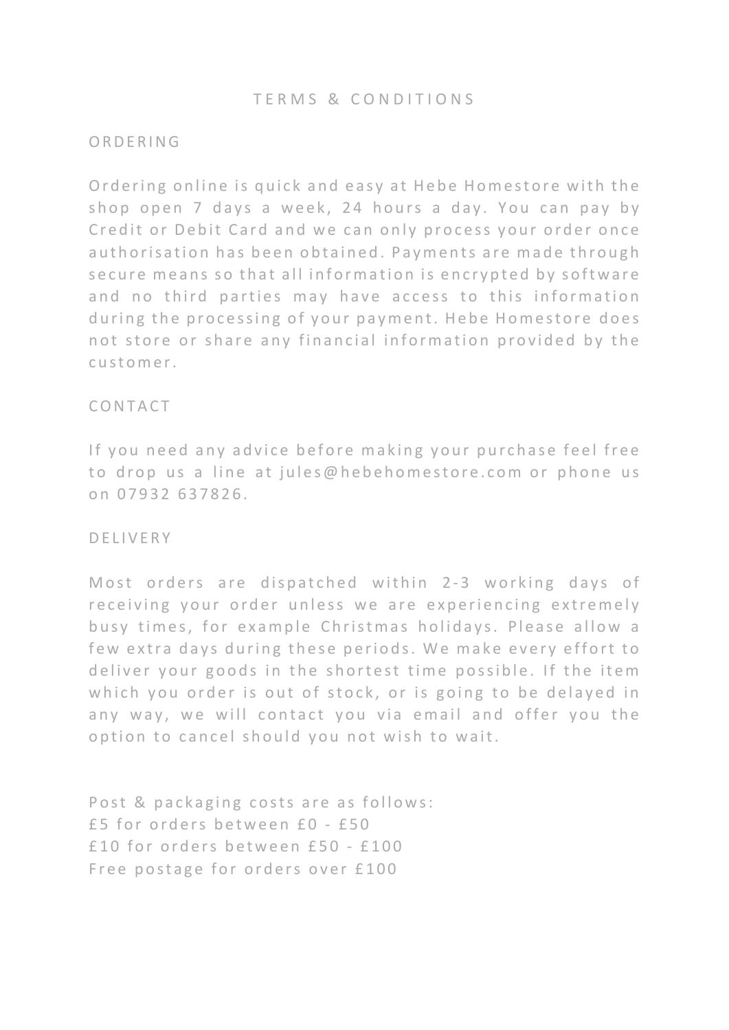# TERMS & CONDITIONS

## ORDERING

Ordering online is quick and easy at Hebe Homestore with the shop open 7 days a week, 24 hours a day. You can pay by Credit or Debit Card and we can only process your order once authorisation has been obtained. Payments are made through secure means so that all information is encrypted by software and no third parties may have access to this information during the processing of your payment. Hebe Homestore does not store or share any financial information provided by the customer.

## CONTACT

If you need any advice before making your purchase feel free to drop us a line at jules@hebehomestore.com or phone us on 07932 637826.

## DELIVERY

Most orders are dispatched within 2-3 working days of receiving your order unless we are experiencing extremely busy times, for example Christmas holidays. Please allow a few extra days during these periods. We make every effort to deliver your goods in the shortest time possible. If the item which you order is out of stock, or is going to be delayed in any way, we will contact you via email and offer you the option to cancel should you not wish to wait.

Post & packaging costs are as follows:
£5 for orders between £0 - £50
£10 for orders between £50 - £100
Free postage for orders over £100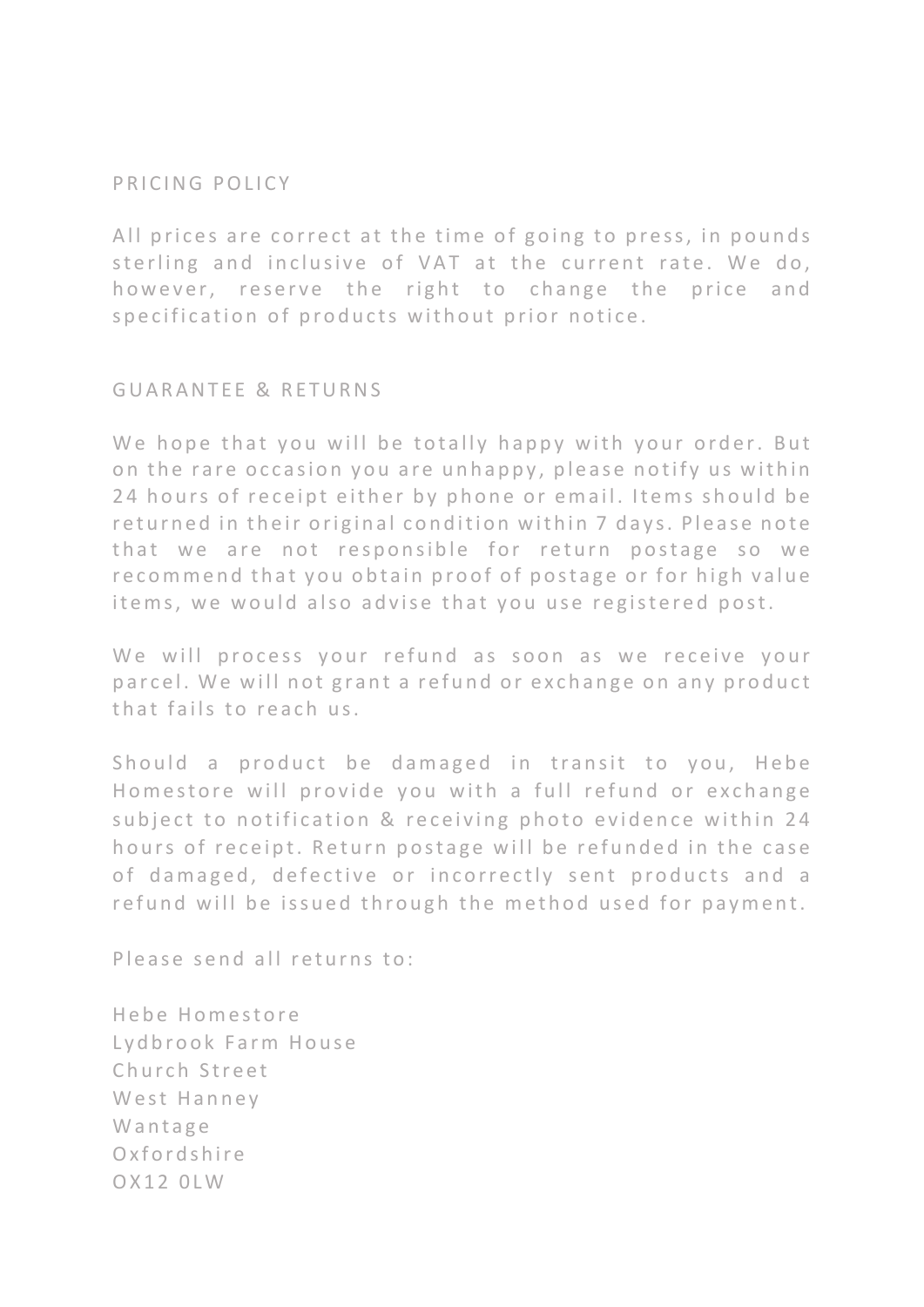## PRICING POLICY

All prices are correct at the time of going to press, in pounds sterling and inclusive of VAT at the current rate. We do, however, reserve the right to change the price and specification of products without prior notice.

## GUARANTEE & RETURNS

We hope that you will be totally happy with your order. But on the rare occasion you are unhappy, please notify us within 24 hours of receipt either by phone or email. Items should be returned in their original condition within 7 days. Please note that we are not responsible for return postage so we recommend that you obtain proof of postage or for high value items, we would also advise that you use registered post.

We will process your refund as soon as we receive your parcel. We will not grant a refund or exchange on any product that fails to reach us.

Should a product be damaged in transit to you, Hebe Homestore will provide you with a full refund or exchange subject to notification & receiving photo evidence within 24 hours of receipt. Return postage will be refunded in the case of damaged, defective or incorrectly sent products and a refund will be issued through the method used for payment.

Please send all returns to:

Hebe Homestore
Lydbrook Farm House
Church Street
West Hanney
Wantage
Oxfordshire
OX12 0LW